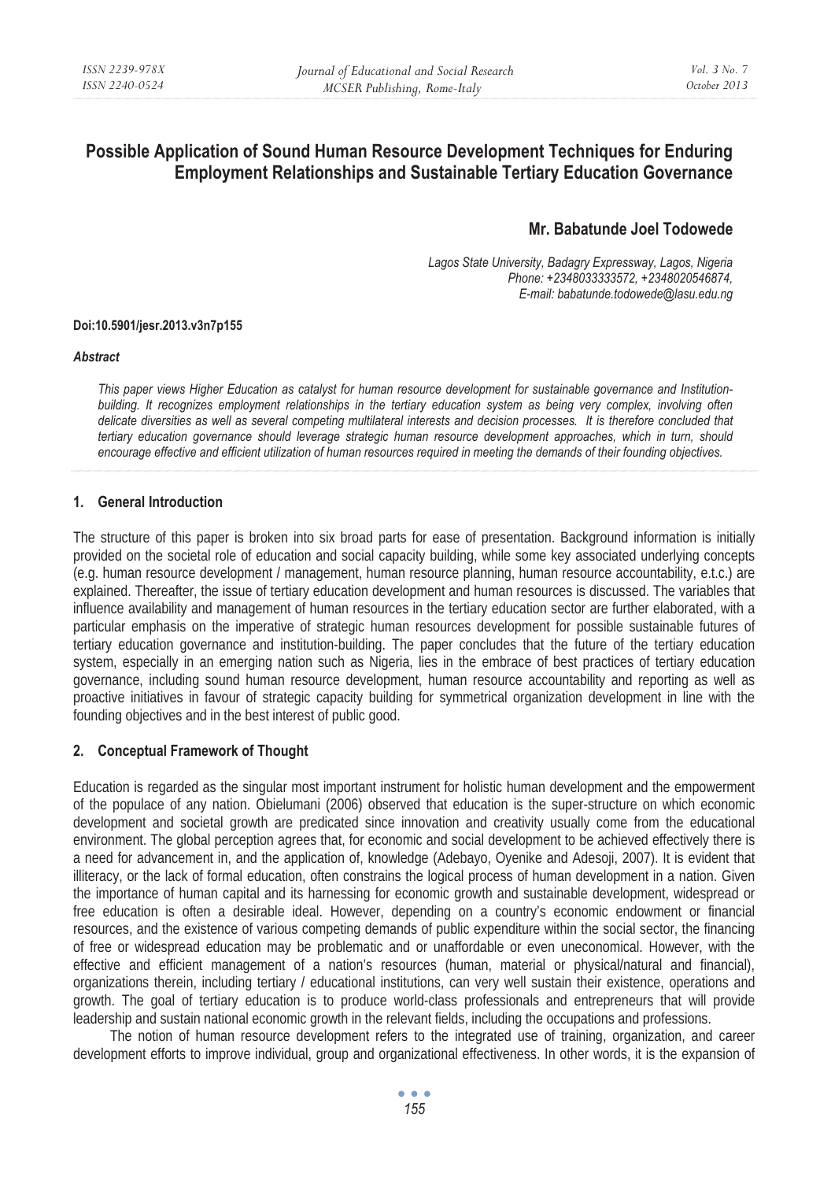# Possible Application of Sound Human Resource Development Techniques for Enduring Employment Relationships and Sustainable Tertiary Education Governance

**Mr. Babatunde Joel Todowede**

*Lagos State University, Badagry Expressway, Lagos, Nigeria*
*Phone: +2348033333572, +2348020546874,*
*E-mail: babatunde.todowede@lasu.edu.ng*

**Doi:10.5901/jesr.2013.v3n7p155**

***Abstract***

*This paper views Higher Education as catalyst for human resource development for sustainable governance and Institution-building. It recognizes employment relationships in the tertiary education system as being very complex, involving often delicate diversities as well as several competing multilateral interests and decision processes. It is therefore concluded that tertiary education governance should leverage strategic human resource development approaches, which in turn, should encourage effective and efficient utilization of human resources required in meeting the demands of their founding objectives.*

## 1. General Introduction

The structure of this paper is broken into six broad parts for ease of presentation. Background information is initially provided on the societal role of education and social capacity building, while some key associated underlying concepts (e.g. human resource development / management, human resource planning, human resource accountability, e.t.c.) are explained. Thereafter, the issue of tertiary education development and human resources is discussed. The variables that influence availability and management of human resources in the tertiary education sector are further elaborated, with a particular emphasis on the imperative of strategic human resources development for possible sustainable futures of tertiary education governance and institution-building. The paper concludes that the future of the tertiary education system, especially in an emerging nation such as Nigeria, lies in the embrace of best practices of tertiary education governance, including sound human resource development, human resource accountability and reporting as well as proactive initiatives in favour of strategic capacity building for symmetrical organization development in line with the founding objectives and in the best interest of public good.

## 2. Conceptual Framework of Thought

Education is regarded as the singular most important instrument for holistic human development and the empowerment of the populace of any nation. Obielumani (2006) observed that education is the super-structure on which economic development and societal growth are predicated since innovation and creativity usually come from the educational environment. The global perception agrees that, for economic and social development to be achieved effectively there is a need for advancement in, and the application of, knowledge (Adebayo, Oyenike and Adesoji, 2007). It is evident that illiteracy, or the lack of formal education, often constrains the logical process of human development in a nation. Given the importance of human capital and its harnessing for economic growth and sustainable development, widespread or free education is often a desirable ideal. However, depending on a country's economic endowment or financial resources, and the existence of various competing demands of public expenditure within the social sector, the financing of free or widespread education may be problematic and or unaffordable or even uneconomical. However, with the effective and efficient management of a nation's resources (human, material or physical/natural and financial), organizations therein, including tertiary / educational institutions, can very well sustain their existence, operations and growth. The goal of tertiary education is to produce world-class professionals and entrepreneurs that will provide leadership and sustain national economic growth in the relevant fields, including the occupations and professions.

The notion of human resource development refers to the integrated use of training, organization, and career development efforts to improve individual, group and organizational effectiveness. In other words, it is the expansion of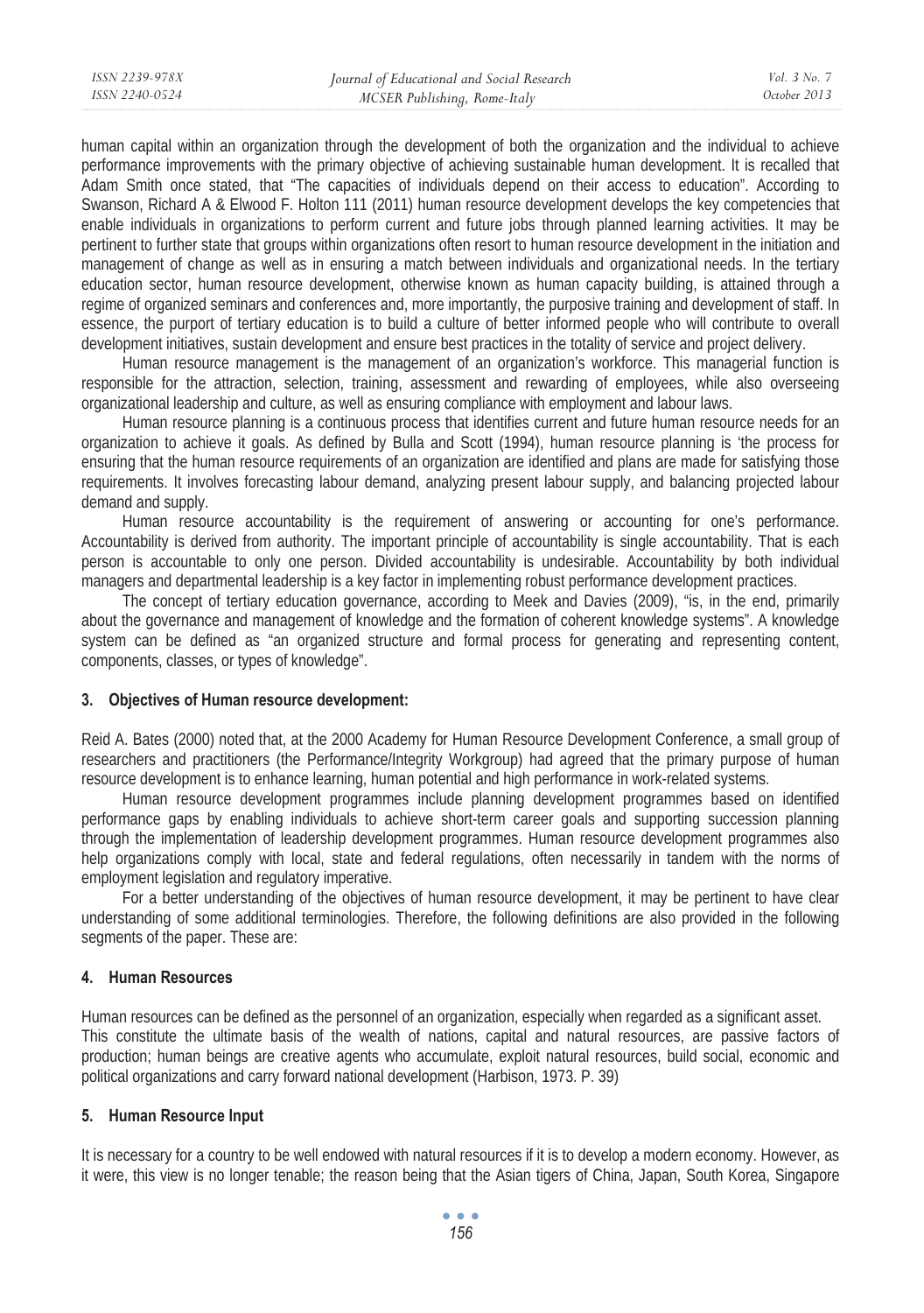human capital within an organization through the development of both the organization and the individual to achieve performance improvements with the primary objective of achieving sustainable human development. It is recalled that Adam Smith once stated, that "The capacities of individuals depend on their access to education". According to Swanson, Richard A & Elwood F. Holton 111 (2011) human resource development develops the key competencies that enable individuals in organizations to perform current and future jobs through planned learning activities. It may be pertinent to further state that groups within organizations often resort to human resource development in the initiation and management of change as well as in ensuring a match between individuals and organizational needs. In the tertiary education sector, human resource development, otherwise known as human capacity building, is attained through a regime of organized seminars and conferences and, more importantly, the purposive training and development of staff. In essence, the purport of tertiary education is to build a culture of better informed people who will contribute to overall development initiatives, sustain development and ensure best practices in the totality of service and project delivery.

Human resource management is the management of an organization's workforce. This managerial function is responsible for the attraction, selection, training, assessment and rewarding of employees, while also overseeing organizational leadership and culture, as well as ensuring compliance with employment and labour laws.

Human resource planning is a continuous process that identifies current and future human resource needs for an organization to achieve it goals. As defined by Bulla and Scott (1994), human resource planning is 'the process for ensuring that the human resource requirements of an organization are identified and plans are made for satisfying those requirements. It involves forecasting labour demand, analyzing present labour supply, and balancing projected labour demand and supply.

Human resource accountability is the requirement of answering or accounting for one's performance. Accountability is derived from authority. The important principle of accountability is single accountability. That is each person is accountable to only one person. Divided accountability is undesirable. Accountability by both individual managers and departmental leadership is a key factor in implementing robust performance development practices.

The concept of tertiary education governance, according to Meek and Davies (2009), "is, in the end, primarily about the governance and management of knowledge and the formation of coherent knowledge systems". A knowledge system can be defined as "an organized structure and formal process for generating and representing content, components, classes, or types of knowledge".

## 3. Objectives of Human resource development:

Reid A. Bates (2000) noted that, at the 2000 Academy for Human Resource Development Conference, a small group of researchers and practitioners (the Performance/Integrity Workgroup) had agreed that the primary purpose of human resource development is to enhance learning, human potential and high performance in work-related systems.

Human resource development programmes include planning development programmes based on identified performance gaps by enabling individuals to achieve short-term career goals and supporting succession planning through the implementation of leadership development programmes. Human resource development programmes also help organizations comply with local, state and federal regulations, often necessarily in tandem with the norms of employment legislation and regulatory imperative.

For a better understanding of the objectives of human resource development, it may be pertinent to have clear understanding of some additional terminologies. Therefore, the following definitions are also provided in the following segments of the paper. These are:

## 4. Human Resources

Human resources can be defined as the personnel of an organization, especially when regarded as a significant asset. This constitute the ultimate basis of the wealth of nations, capital and natural resources, are passive factors of production; human beings are creative agents who accumulate, exploit natural resources, build social, economic and political organizations and carry forward national development (Harbison, 1973. P. 39)

## 5. Human Resource Input

It is necessary for a country to be well endowed with natural resources if it is to develop a modern economy. However, as it were, this view is no longer tenable; the reason being that the Asian tigers of China, Japan, South Korea, Singapore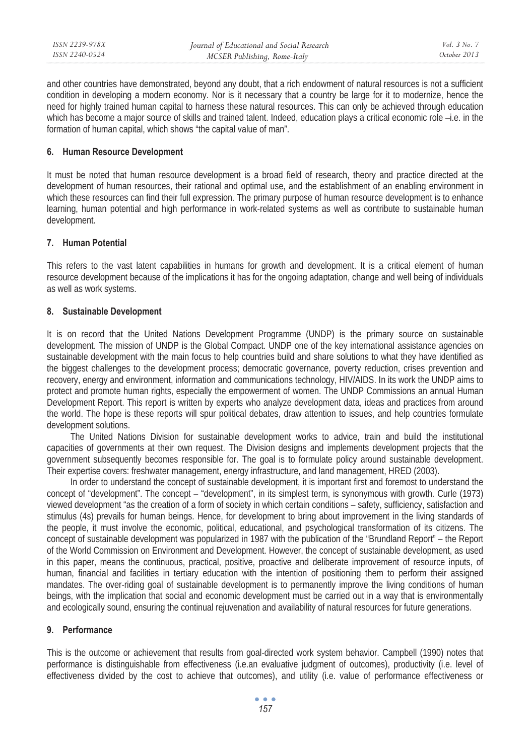and other countries have demonstrated, beyond any doubt, that a rich endowment of natural resources is not a sufficient condition in developing a modern economy. Nor is it necessary that a country be large for it to modernize, hence the need for highly trained human capital to harness these natural resources. This can only be achieved through education which has become a major source of skills and trained talent. Indeed, education plays a critical economic role –i.e. in the formation of human capital, which shows "the capital value of man".

## 6. Human Resource Development

It must be noted that human resource development is a broad field of research, theory and practice directed at the development of human resources, their rational and optimal use, and the establishment of an enabling environment in which these resources can find their full expression. The primary purpose of human resource development is to enhance learning, human potential and high performance in work-related systems as well as contribute to sustainable human development.

## 7. Human Potential

This refers to the vast latent capabilities in humans for growth and development. It is a critical element of human resource development because of the implications it has for the ongoing adaptation, change and well being of individuals as well as work systems.

## 8. Sustainable Development

It is on record that the United Nations Development Programme (UNDP) is the primary source on sustainable development. The mission of UNDP is the Global Compact. UNDP one of the key international assistance agencies on sustainable development with the main focus to help countries build and share solutions to what they have identified as the biggest challenges to the development process; democratic governance, poverty reduction, crises prevention and recovery, energy and environment, information and communications technology, HIV/AIDS. In its work the UNDP aims to protect and promote human rights, especially the empowerment of women. The UNDP Commissions an annual Human Development Report. This report is written by experts who analyze development data, ideas and practices from around the world. The hope is these reports will spur political debates, draw attention to issues, and help countries formulate development solutions.

The United Nations Division for sustainable development works to advice, train and build the institutional capacities of governments at their own request. The Division designs and implements development projects that the government subsequently becomes responsible for. The goal is to formulate policy around sustainable development. Their expertise covers: freshwater management, energy infrastructure, and land management, HRED (2003).

In order to understand the concept of sustainable development, it is important first and foremost to understand the concept of "development". The concept – "development", in its simplest term, is synonymous with growth. Curle (1973) viewed development "as the creation of a form of society in which certain conditions – safety, sufficiency, satisfaction and stimulus (4s) prevails for human beings. Hence, for development to bring about improvement in the living standards of the people, it must involve the economic, political, educational, and psychological transformation of its citizens. The concept of sustainable development was popularized in 1987 with the publication of the "Brundland Report" – the Report of the World Commission on Environment and Development. However, the concept of sustainable development, as used in this paper, means the continuous, practical, positive, proactive and deliberate improvement of resource inputs, of human, financial and facilities in tertiary education with the intention of positioning them to perform their assigned mandates. The over-riding goal of sustainable development is to permanently improve the living conditions of human beings, with the implication that social and economic development must be carried out in a way that is environmentally and ecologically sound, ensuring the continual rejuvenation and availability of natural resources for future generations.

## 9. Performance

This is the outcome or achievement that results from goal-directed work system behavior. Campbell (1990) notes that performance is distinguishable from effectiveness (i.e.an evaluative judgment of outcomes), productivity (i.e. level of effectiveness divided by the cost to achieve that outcomes), and utility (i.e. value of performance effectiveness or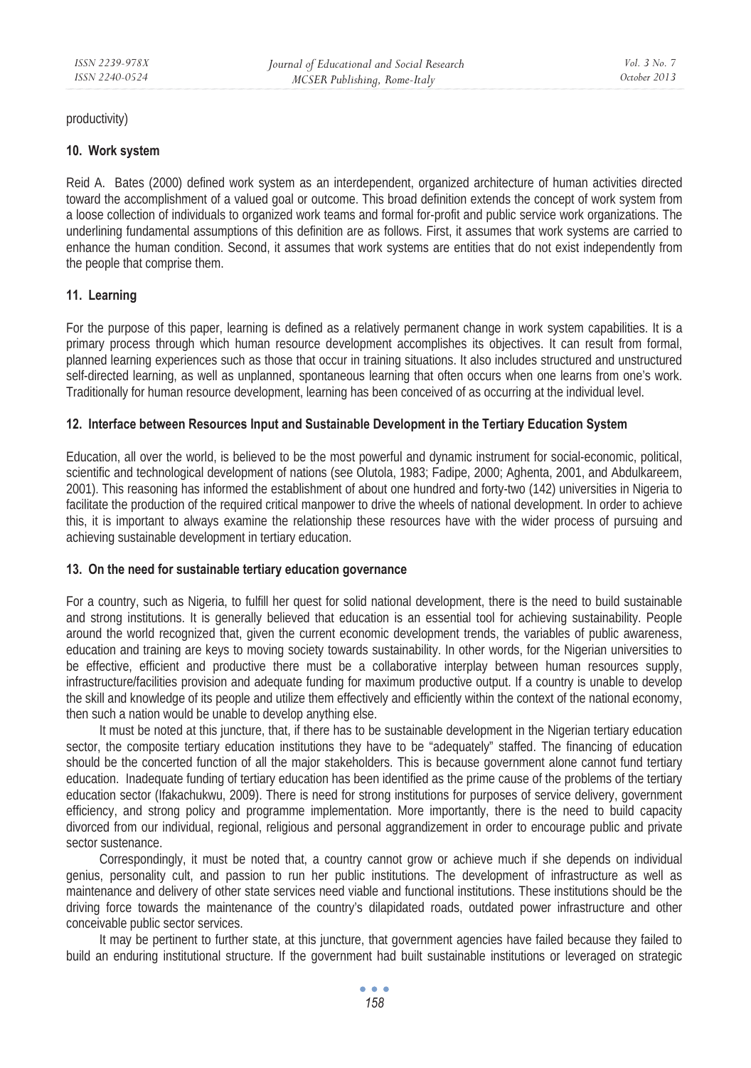productivity)

### 10. Work system

Reid A. Bates (2000) defined work system as an interdependent, organized architecture of human activities directed toward the accomplishment of a valued goal or outcome. This broad definition extends the concept of work system from a loose collection of individuals to organized work teams and formal for-profit and public service work organizations. The underlining fundamental assumptions of this definition are as follows. First, it assumes that work systems are carried to enhance the human condition. Second, it assumes that work systems are entities that do not exist independently from the people that comprise them.

### 11. Learning

For the purpose of this paper, learning is defined as a relatively permanent change in work system capabilities. It is a primary process through which human resource development accomplishes its objectives. It can result from formal, planned learning experiences such as those that occur in training situations. It also includes structured and unstructured self-directed learning, as well as unplanned, spontaneous learning that often occurs when one learns from one's work. Traditionally for human resource development, learning has been conceived of as occurring at the individual level.

### 12. Interface between Resources Input and Sustainable Development in the Tertiary Education System

Education, all over the world, is believed to be the most powerful and dynamic instrument for social-economic, political, scientific and technological development of nations (see Olutola, 1983; Fadipe, 2000; Aghenta, 2001, and Abdulkareem, 2001). This reasoning has informed the establishment of about one hundred and forty-two (142) universities in Nigeria to facilitate the production of the required critical manpower to drive the wheels of national development. In order to achieve this, it is important to always examine the relationship these resources have with the wider process of pursuing and achieving sustainable development in tertiary education.

### 13. On the need for sustainable tertiary education governance

For a country, such as Nigeria, to fulfill her quest for solid national development, there is the need to build sustainable and strong institutions. It is generally believed that education is an essential tool for achieving sustainability. People around the world recognized that, given the current economic development trends, the variables of public awareness, education and training are keys to moving society towards sustainability. In other words, for the Nigerian universities to be effective, efficient and productive there must be a collaborative interplay between human resources supply, infrastructure/facilities provision and adequate funding for maximum productive output. If a country is unable to develop the skill and knowledge of its people and utilize them effectively and efficiently within the context of the national economy, then such a nation would be unable to develop anything else.

It must be noted at this juncture, that, if there has to be sustainable development in the Nigerian tertiary education sector, the composite tertiary education institutions they have to be "adequately" staffed. The financing of education should be the concerted function of all the major stakeholders. This is because government alone cannot fund tertiary education. Inadequate funding of tertiary education has been identified as the prime cause of the problems of the tertiary education sector (Ifakachukwu, 2009). There is need for strong institutions for purposes of service delivery, government efficiency, and strong policy and programme implementation. More importantly, there is the need to build capacity divorced from our individual, regional, religious and personal aggrandizement in order to encourage public and private sector sustenance.

Correspondingly, it must be noted that, a country cannot grow or achieve much if she depends on individual genius, personality cult, and passion to run her public institutions. The development of infrastructure as well as maintenance and delivery of other state services need viable and functional institutions. These institutions should be the driving force towards the maintenance of the country's dilapidated roads, outdated power infrastructure and other conceivable public sector services.

It may be pertinent to further state, at this juncture, that government agencies have failed because they failed to build an enduring institutional structure. If the government had built sustainable institutions or leveraged on strategic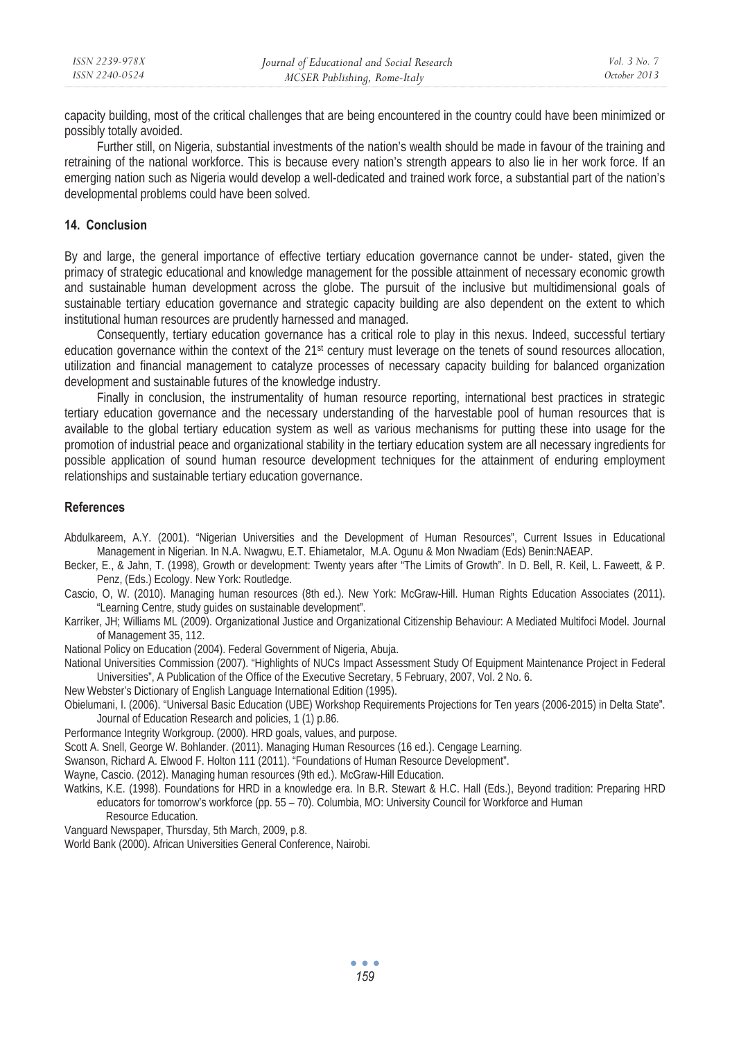capacity building, most of the critical challenges that are being encountered in the country could have been minimized or possibly totally avoided.

Further still, on Nigeria, substantial investments of the nation's wealth should be made in favour of the training and retraining of the national workforce. This is because every nation's strength appears to also lie in her work force. If an emerging nation such as Nigeria would develop a well-dedicated and trained work force, a substantial part of the nation's developmental problems could have been solved.

## 14. Conclusion

By and large, the general importance of effective tertiary education governance cannot be under- stated, given the primacy of strategic educational and knowledge management for the possible attainment of necessary economic growth and sustainable human development across the globe. The pursuit of the inclusive but multidimensional goals of sustainable tertiary education governance and strategic capacity building are also dependent on the extent to which institutional human resources are prudently harnessed and managed.

Consequently, tertiary education governance has a critical role to play in this nexus. Indeed, successful tertiary education governance within the context of the 21st century must leverage on the tenets of sound resources allocation, utilization and financial management to catalyze processes of necessary capacity building for balanced organization development and sustainable futures of the knowledge industry.

Finally in conclusion, the instrumentality of human resource reporting, international best practices in strategic tertiary education governance and the necessary understanding of the harvestable pool of human resources that is available to the global tertiary education system as well as various mechanisms for putting these into usage for the promotion of industrial peace and organizational stability in the tertiary education system are all necessary ingredients for possible application of sound human resource development techniques for the attainment of enduring employment relationships and sustainable tertiary education governance.

## References

Abdulkareem, A.Y. (2001). "Nigerian Universities and the Development of Human Resources", Current Issues in Educational Management in Nigerian. In N.A. Nwagwu, E.T. Ehiametalor, M.A. Ogunu & Mon Nwadiam (Eds) Benin:NAEAP.

Becker, E., & Jahn, T. (1998), Growth or development: Twenty years after "The Limits of Growth". In D. Bell, R. Keil, L. Faweett, & P. Penz, (Eds.) Ecology. New York: Routledge.

Cascio, O, W. (2010). Managing human resources (8th ed.). New York: McGraw-Hill. Human Rights Education Associates (2011). "Learning Centre, study guides on sustainable development".

Karriker, JH; Williams ML (2009). Organizational Justice and Organizational Citizenship Behaviour: A Mediated Multifoci Model. Journal of Management 35, 112.

National Policy on Education (2004). Federal Government of Nigeria, Abuja.

National Universities Commission (2007). "Highlights of NUCs Impact Assessment Study Of Equipment Maintenance Project in Federal Universities", A Publication of the Office of the Executive Secretary, 5 February, 2007, Vol. 2 No. 6.

New Webster's Dictionary of English Language International Edition (1995).

Obielumani, I. (2006). "Universal Basic Education (UBE) Workshop Requirements Projections for Ten years (2006-2015) in Delta State". Journal of Education Research and policies, 1 (1) p.86.

Performance Integrity Workgroup. (2000). HRD goals, values, and purpose.

Scott A. Snell, George W. Bohlander. (2011). Managing Human Resources (16 ed.). Cengage Learning.

Swanson, Richard A. Elwood F. Holton 111 (2011). "Foundations of Human Resource Development".

Wayne, Cascio. (2012). Managing human resources (9th ed.). McGraw-Hill Education.

Watkins, K.E. (1998). Foundations for HRD in a knowledge era. In B.R. Stewart & H.C. Hall (Eds.), Beyond tradition: Preparing HRD educators for tomorrow's workforce (pp. 55 – 70). Columbia, MO: University Council for Workforce and Human Resource Education.

Vanguard Newspaper, Thursday, 5th March, 2009, p.8.

World Bank (2000). African Universities General Conference, Nairobi.